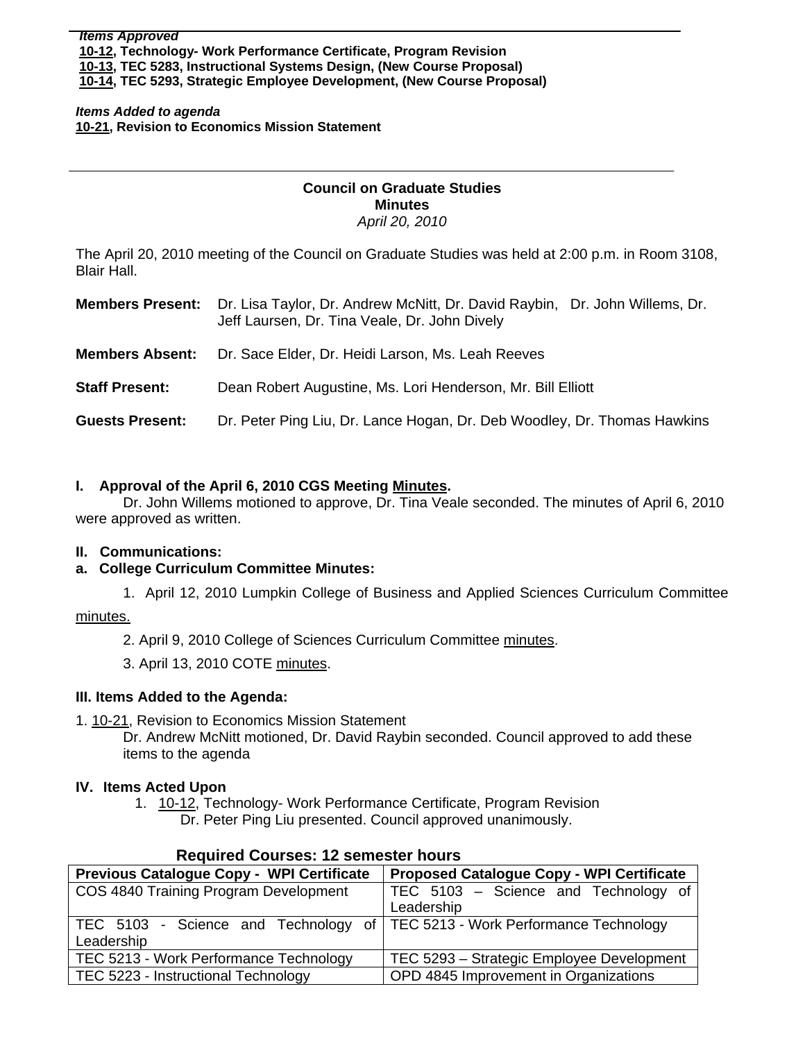***Items Approved***

**10-12, Technology- Work Performance Certificate, Program Revision**
**10-13, TEC 5283, Instructional Systems Design, (New Course Proposal)**
**10-14, TEC 5293, Strategic Employee Development, (New Course Proposal)**

***Items Added to agenda***

**10-21, Revision to Economics Mission Statement**

---

**Council on Graduate Studies**
**Minutes**
*April 20, 2010*

The April 20, 2010 meeting of the Council on Graduate Studies was held at 2:00 p.m. in Room 3108, Blair Hall.

**Members Present:** Dr. Lisa Taylor, Dr. Andrew McNitt, Dr. David Raybin, Dr. John Willems, Dr. Jeff Laursen, Dr. Tina Veale, Dr. John Dively

**Members Absent:** Dr. Sace Elder, Dr. Heidi Larson, Ms. Leah Reeves

**Staff Present:** Dean Robert Augustine, Ms. Lori Henderson, Mr. Bill Elliott

**Guests Present:** Dr. Peter Ping Liu, Dr. Lance Hogan, Dr. Deb Woodley, Dr. Thomas Hawkins

**I. Approval of the April 6, 2010 CGS Meeting Minutes.**

Dr. John Willems motioned to approve, Dr. Tina Veale seconded. The minutes of April 6, 2010 were approved as written.

**II. Communications:**

**a. College Curriculum Committee Minutes:**

1. April 12, 2010 Lumpkin College of Business and Applied Sciences Curriculum Committee minutes.
2. April 9, 2010 College of Sciences Curriculum Committee minutes.
3. April 13, 2010 COTE minutes.

**III. Items Added to the Agenda:**

1. 10-21, Revision to Economics Mission Statement
   Dr. Andrew McNitt motioned, Dr. David Raybin seconded. Council approved to add these items to the agenda

**IV. Items Acted Upon**

1. 10-12, Technology- Work Performance Certificate, Program Revision
   Dr. Peter Ping Liu presented. Council approved unanimously.

**Required Courses: 12 semester hours**

| Previous Catalogue Copy - WPI Certificate | Proposed Catalogue Copy - WPI Certificate |
|---|---|
| COS 4840 Training Program Development | TEC 5103 – Science and Technology of Leadership |
| TEC 5103 - Science and Technology of Leadership | TEC 5213 - Work Performance Technology |
| TEC 5213 - Work Performance Technology | TEC 5293 – Strategic Employee Development |
| TEC 5223 - Instructional Technology | OPD 4845 Improvement in Organizations |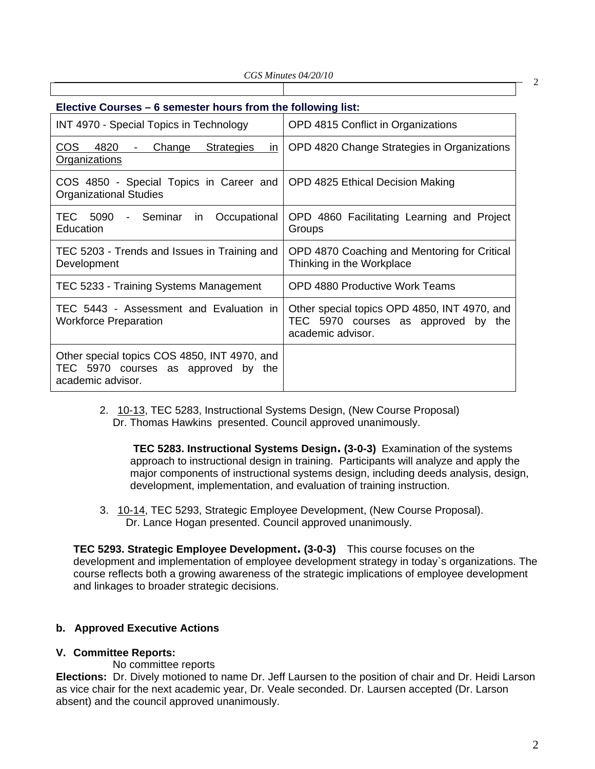| | |
|---|---|

**Elective Courses – 6 semester hours from the following list:**

| | |
|---|---|
| INT 4970 - Special Topics in Technology | OPD 4815 Conflict in Organizations |
| COS 4820 - Change Strategies in Organizations | OPD 4820 Change Strategies in Organizations |
| COS 4850 - Special Topics in Career and Organizational Studies | OPD 4825 Ethical Decision Making |
| TEC 5090 - Seminar in Occupational Education | OPD 4860 Facilitating Learning and Project Groups |
| TEC 5203 - Trends and Issues in Training and Development | OPD 4870 Coaching and Mentoring for Critical Thinking in the Workplace |
| TEC 5233 - Training Systems Management | OPD 4880 Productive Work Teams |
| TEC 5443 - Assessment and Evaluation in Workforce Preparation | Other special topics OPD 4850, INT 4970, and TEC 5970 courses as approved by the academic advisor. |
| Other special topics COS 4850, INT 4970, and TEC 5970 courses as approved by the academic advisor. | |

2. 10-13, TEC 5283, Instructional Systems Design, (New Course Proposal)
   Dr. Thomas Hawkins presented. Council approved unanimously.

   **TEC 5283. Instructional Systems Design. (3-0-3)** Examination of the systems approach to instructional design in training. Participants will analyze and apply the major components of instructional systems design, including deeds analysis, design, development, implementation, and evaluation of training instruction.

3. 10-14, TEC 5293, Strategic Employee Development, (New Course Proposal).
   Dr. Lance Hogan presented. Council approved unanimously.

**TEC 5293. Strategic Employee Development. (3-0-3)** This course focuses on the development and implementation of employee development strategy in today`s organizations. The course reflects both a growing awareness of the strategic implications of employee development and linkages to broader strategic decisions.

**b. Approved Executive Actions**

**V. Committee Reports:**

No committee reports

**Elections:** Dr. Dively motioned to name Dr. Jeff Laursen to the position of chair and Dr. Heidi Larson as vice chair for the next academic year, Dr. Veale seconded. Dr. Laursen accepted (Dr. Larson absent) and the council approved unanimously.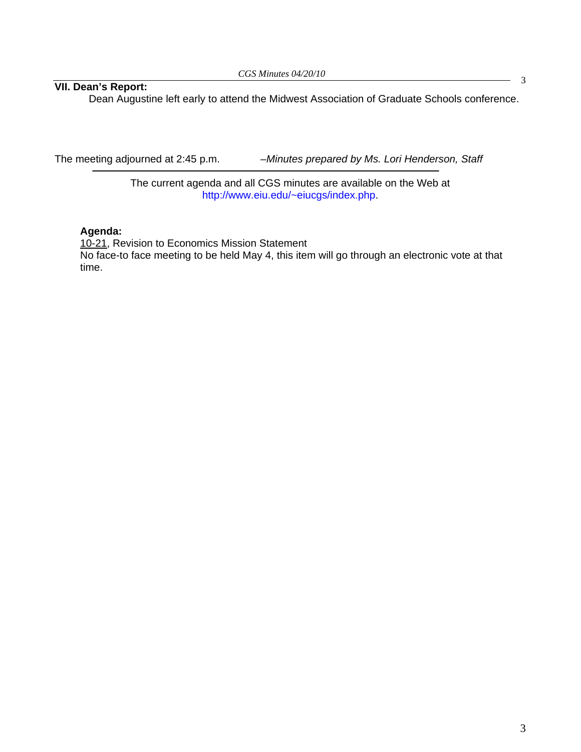**VII. Dean's Report:**

Dean Augustine left early to attend the Midwest Association of Graduate Schools conference.

The meeting adjourned at 2:45 p.m. *–Minutes prepared by Ms. Lori Henderson, Staff*

---

The current agenda and all CGS minutes are available on the Web at http://www.eiu.edu/~eiucgs/index.php.

**Agenda:**

10-21, Revision to Economics Mission Statement

No face-to face meeting to be held May 4, this item will go through an electronic vote at that time.